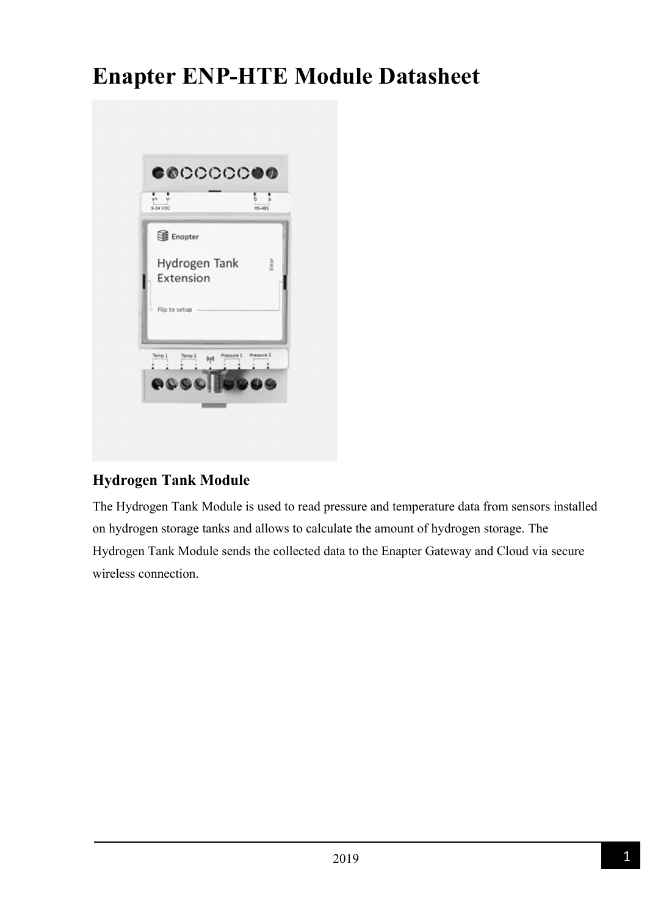# Enapter ENP-HTE Module Datasheet

## Hydrogen Tank Module

The Hydrogen Tank Module is used to read pressure and temperature data from sensors installed on hydrogen storage tanks and allows to calculate the amount of hydrogen storage. The Hydrogen Tank Module sends the collected data to the Enapter Gateway and Cloud via secure wireless connection.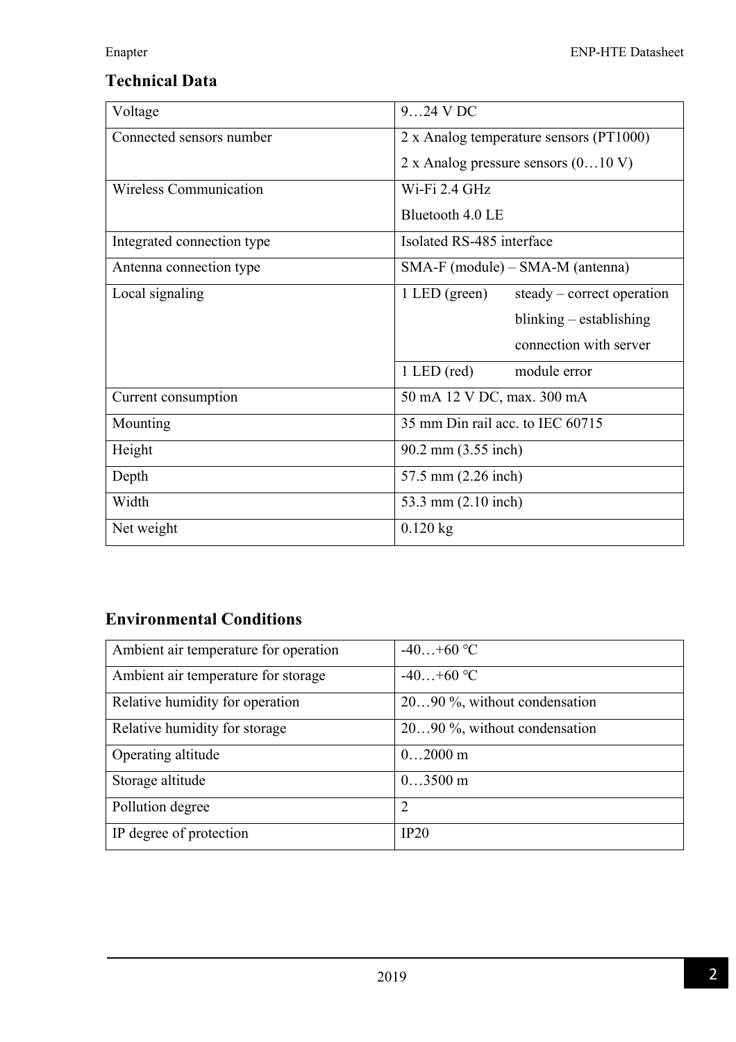## Technical Data

| | |
|---|---|
| Voltage | 9…24 V DC |
| Connected sensors number | 2 x Analog temperature sensors (PT1000)<br>2 x Analog pressure sensors (0…10 V) |
| Wireless Communication | Wi-Fi 2.4 GHz<br>Bluetooth 4.0 LE |
| Integrated connection type | Isolated RS-485 interface |
| Antenna connection type | SMA-F (module) – SMA-M (antenna) |
| Local signaling | 1 LED (green) steady – correct operation<br>blinking – establishing connection with server |
| | 1 LED (red) module error |
| Current consumption | 50 mA 12 V DC, max. 300 mA |
| Mounting | 35 mm Din rail acc. to IEC 60715 |
| Height | 90.2 mm (3.55 inch) |
| Depth | 57.5 mm (2.26 inch) |
| Width | 53.3 mm (2.10 inch) |
| Net weight | 0.120 kg |

## Environmental Conditions

| | |
|---|---|
| Ambient air temperature for operation | -40…+60 °C |
| Ambient air temperature for storage | -40…+60 °C |
| Relative humidity for operation | 20…90 %, without condensation |
| Relative humidity for storage | 20…90 %, without condensation |
| Operating altitude | 0…2000 m |
| Storage altitude | 0…3500 m |
| Pollution degree | 2 |
| IP degree of protection | IP20 |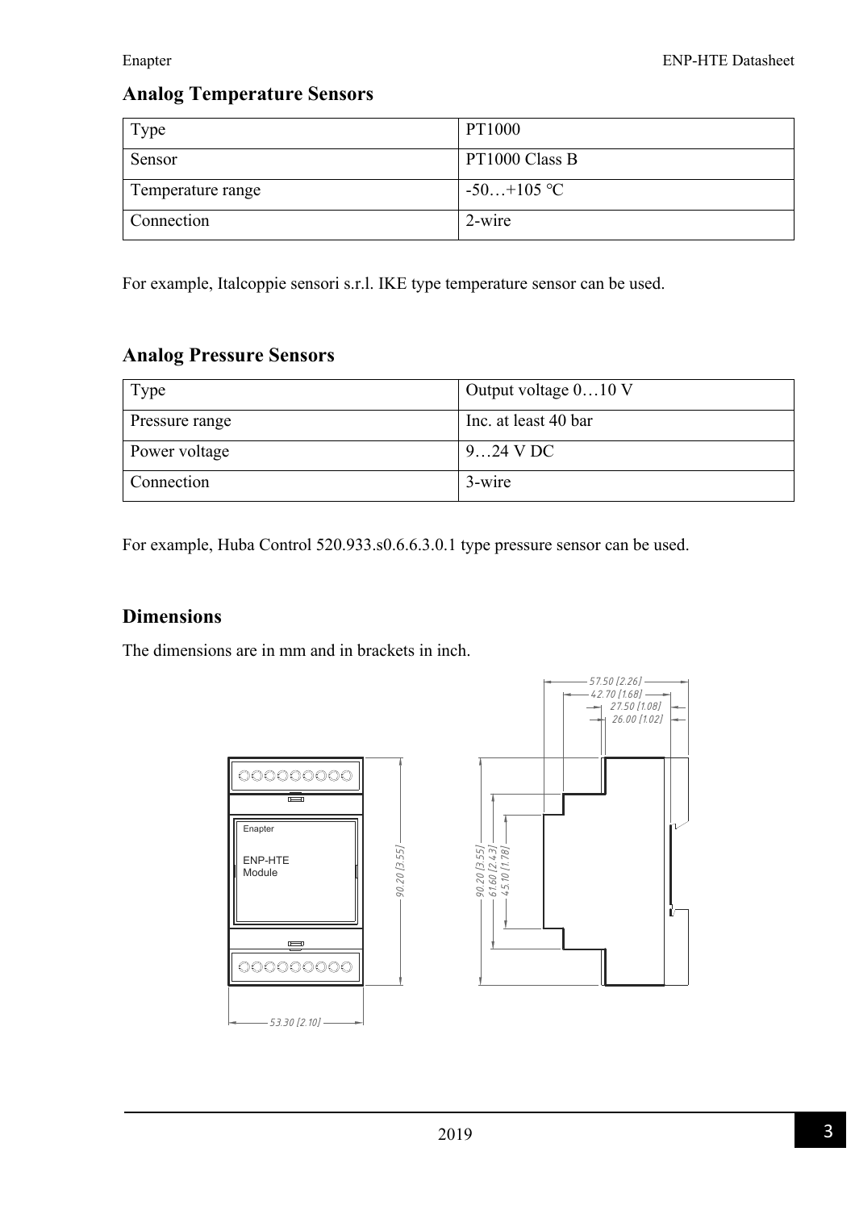## Analog Temperature Sensors

| Type | PT1000 |
|---|---|
| Sensor | PT1000 Class B |
| Temperature range | -50…+105 ℃ |
| Connection | 2-wire |

For example, Italcoppie sensori s.r.l. IKE type temperature sensor can be used.

## Analog Pressure Sensors

| Type | Output voltage 0…10 V |
|---|---|
| Pressure range | Inc. at least 40 bar |
| Power voltage | 9…24 V DC |
| Connection | 3-wire |

For example, Huba Control 520.933.s0.6.6.3.0.1 type pressure sensor can be used.

## Dimensions

The dimensions are in mm and in brackets in inch.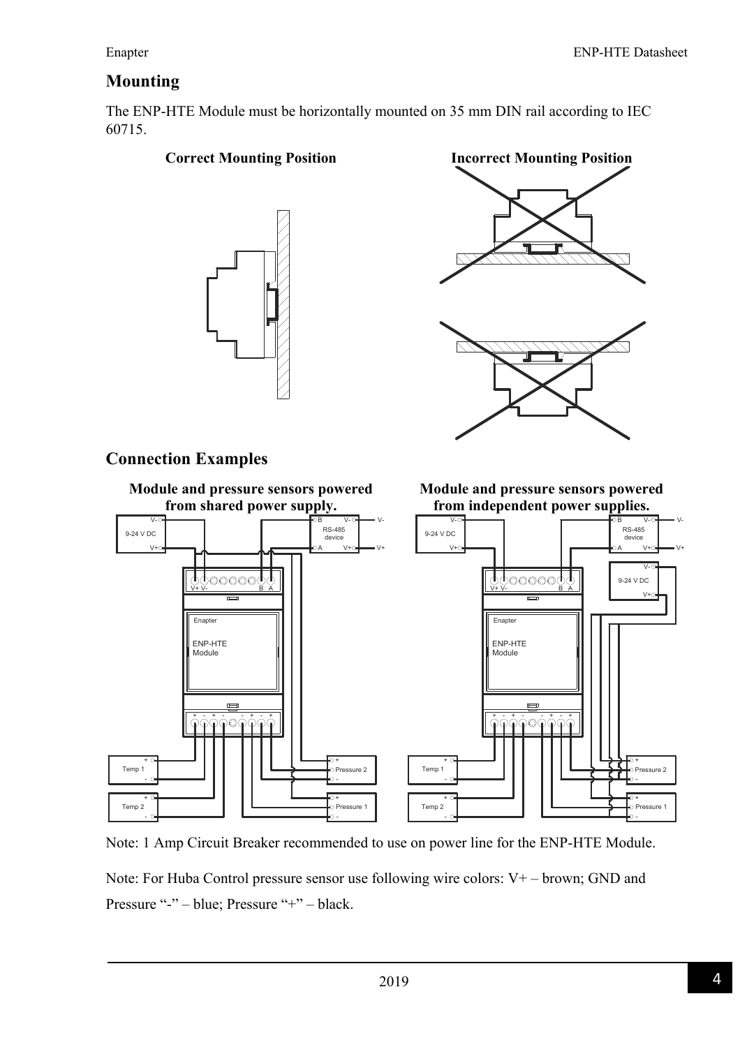## Mounting

The ENP-HTE Module must be horizontally mounted on 35 mm DIN rail according to IEC 60715.

**Correct Mounting Position**

**Incorrect Mounting Position**

## Connection Examples

**Module and pressure sensors powered from shared power supply.**

**Module and pressure sensors powered from independent power supplies.**

Note: 1 Amp Circuit Breaker recommended to use on power line for the ENP-HTE Module.

Note: For Huba Control pressure sensor use following wire colors: V+ – brown; GND and Pressure "-" – blue; Pressure "+" – black.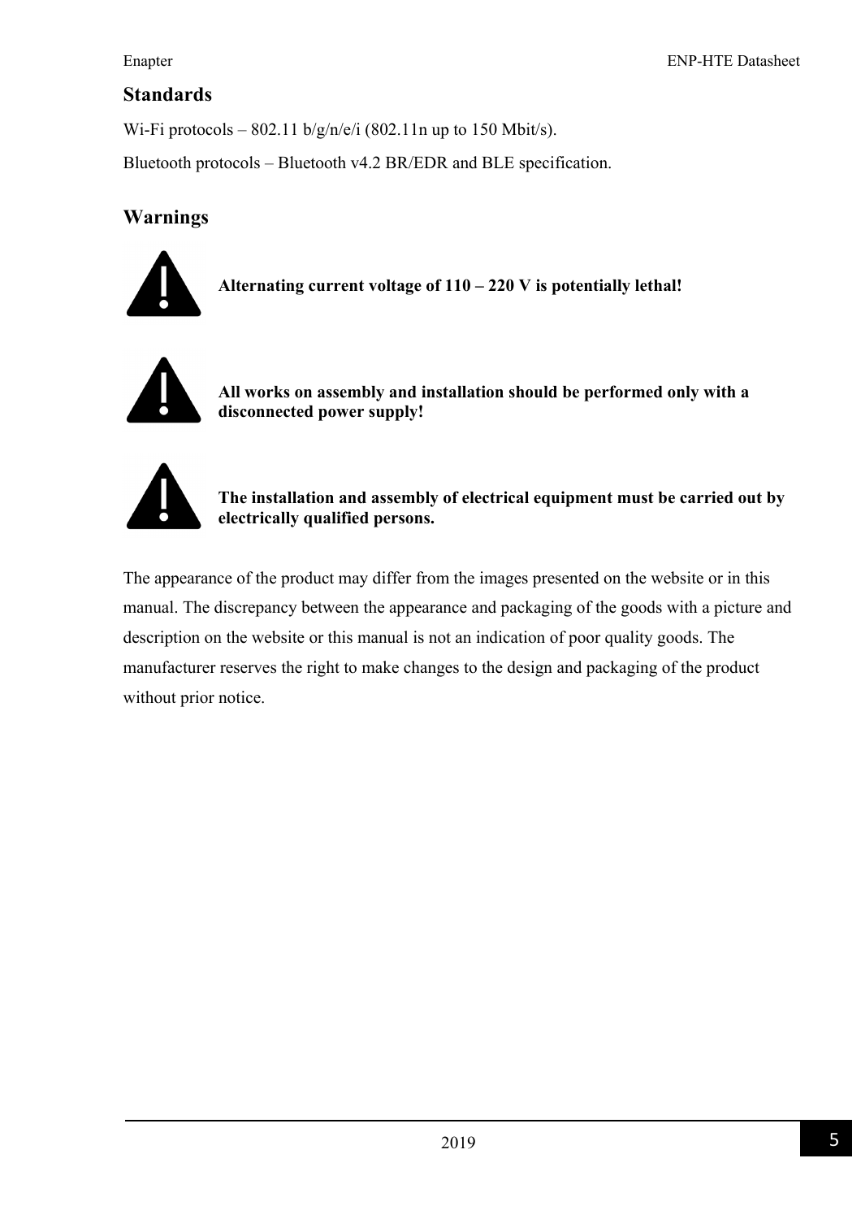## Standards

Wi-Fi protocols – 802.11 b/g/n/e/i (802.11n up to 150 Mbit/s).

Bluetooth protocols – Bluetooth v4.2 BR/EDR and BLE specification.

## Warnings

**Alternating current voltage of 110 – 220 V is potentially lethal!**

**All works on assembly and installation should be performed only with a disconnected power supply!**

**The installation and assembly of electrical equipment must be carried out by electrically qualified persons.**

The appearance of the product may differ from the images presented on the website or in this manual. The discrepancy between the appearance and packaging of the goods with a picture and description on the website or this manual is not an indication of poor quality goods. The manufacturer reserves the right to make changes to the design and packaging of the product without prior notice.